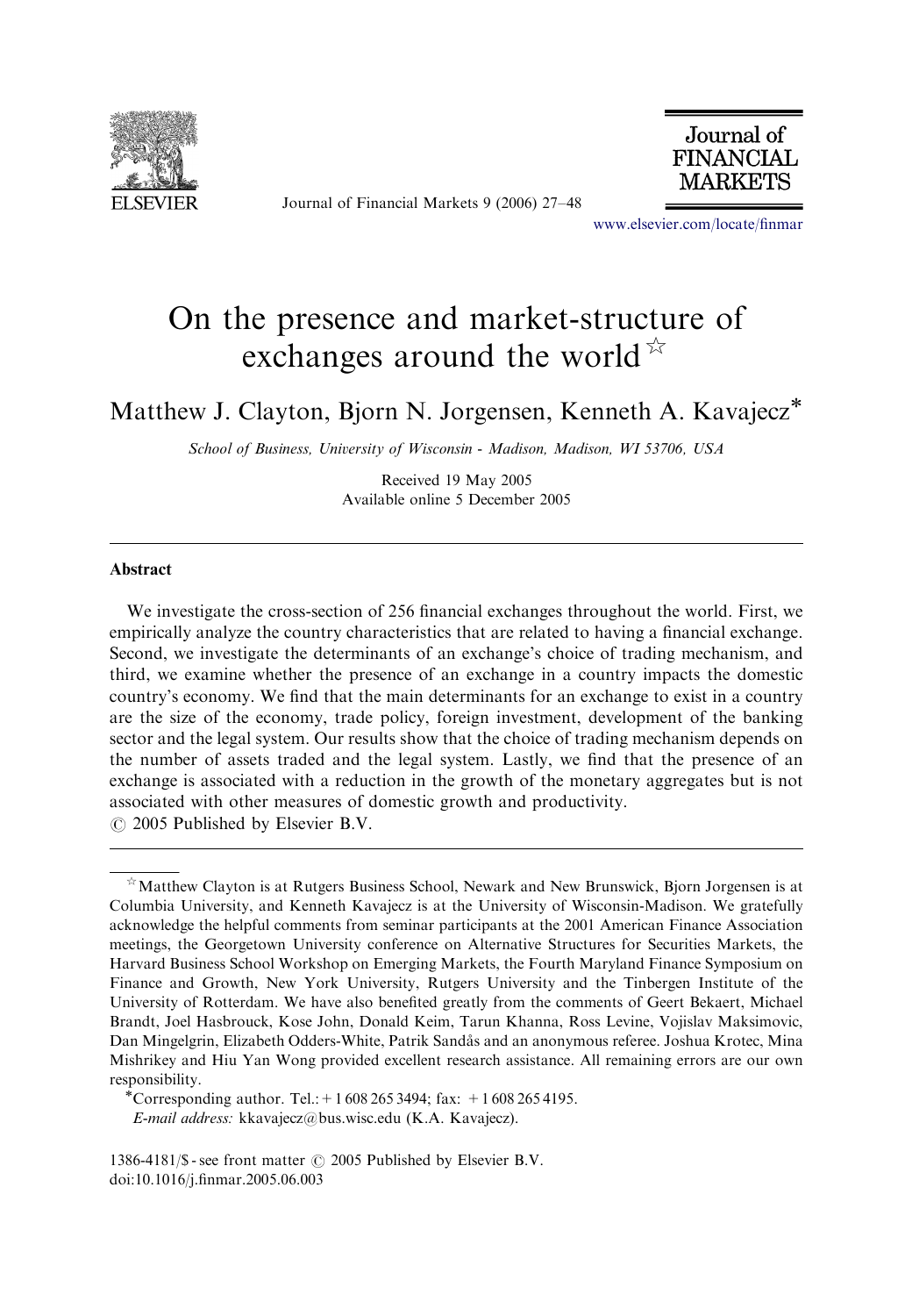# On the presence and market-structure of exchanges around the world ☆

Matthew J. Clayton, Bjorn N. Jorgensen, Kenneth A. Kavajecz*

*School of Business, University of Wisconsin - Madison, Madison, WI 53706, USA*

Received 19 May 2005
Available online 5 December 2005

## Abstract

We investigate the cross-section of 256 financial exchanges throughout the world. First, we empirically analyze the country characteristics that are related to having a financial exchange. Second, we investigate the determinants of an exchange's choice of trading mechanism, and third, we examine whether the presence of an exchange in a country impacts the domestic country's economy. We find that the main determinants for an exchange to exist in a country are the size of the economy, trade policy, foreign investment, development of the banking sector and the legal system. Our results show that the choice of trading mechanism depends on the number of assets traded and the legal system. Lastly, we find that the presence of an exchange is associated with a reduction in the growth of the monetary aggregates but is not associated with other measures of domestic growth and productivity.
© 2005 Published by Elsevier B.V.

---

☆ Matthew Clayton is at Rutgers Business School, Newark and New Brunswick, Bjorn Jorgensen is at Columbia University, and Kenneth Kavajecz is at the University of Wisconsin-Madison. We gratefully acknowledge the helpful comments from seminar participants at the 2001 American Finance Association meetings, the Georgetown University conference on Alternative Structures for Securities Markets, the Harvard Business School Workshop on Emerging Markets, the Fourth Maryland Finance Symposium on Finance and Growth, New York University, Rutgers University and the Tinbergen Institute of the University of Rotterdam. We have also benefited greatly from the comments of Geert Bekaert, Michael Brandt, Joel Hasbrouck, Kose John, Donald Keim, Tarun Khanna, Ross Levine, Vojislav Maksimovic, Dan Mingelgrin, Elizabeth Odders-White, Patrik Sandås and an anonymous referee. Joshua Krotec, Mina Mishrikey and Hiu Yan Wong provided excellent research assistance. All remaining errors are our own responsibility.

*Corresponding author. Tel.: +1 608 265 3494; fax: +1 608 265 4195.
*E-mail address:* kkavajecz@bus.wisc.edu (K.A. Kavajecz).

1386-4181/$ - see front matter © 2005 Published by Elsevier B.V.
doi:10.1016/j.finmar.2005.06.003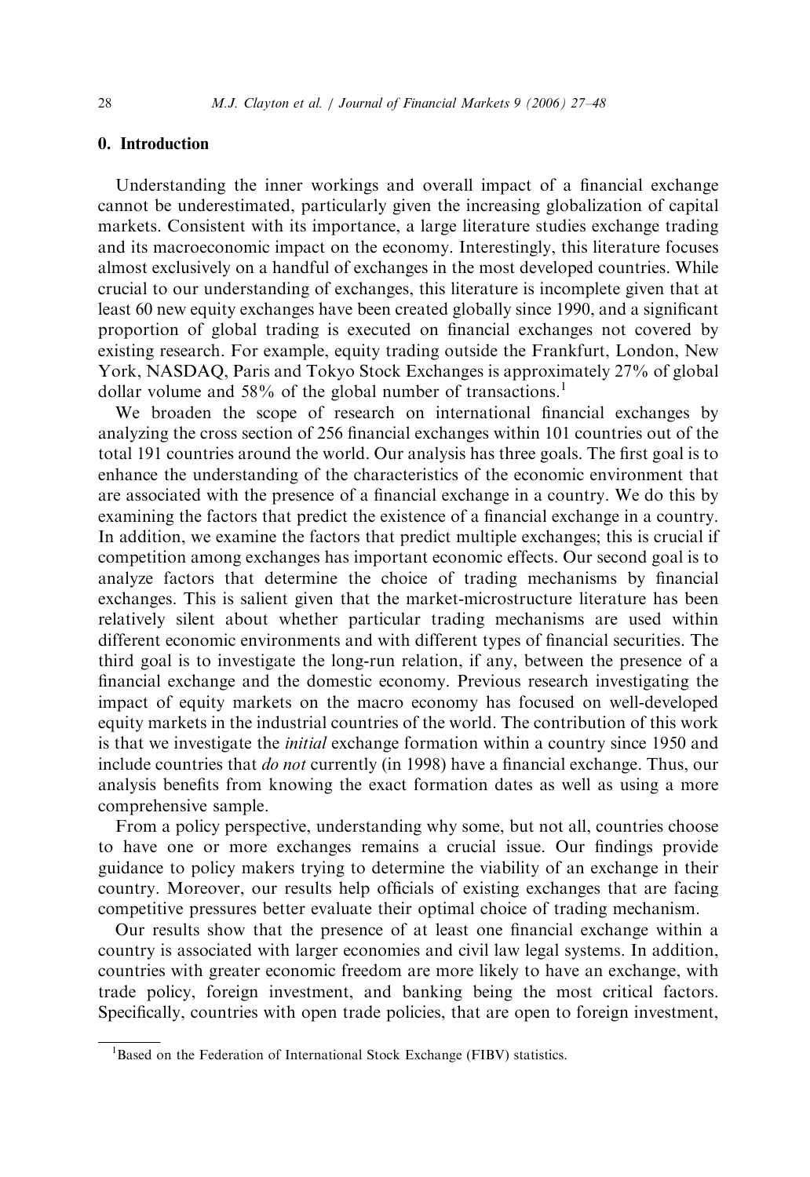## 0. Introduction

Understanding the inner workings and overall impact of a financial exchange cannot be underestimated, particularly given the increasing globalization of capital markets. Consistent with its importance, a large literature studies exchange trading and its macroeconomic impact on the economy. Interestingly, this literature focuses almost exclusively on a handful of exchanges in the most developed countries. While crucial to our understanding of exchanges, this literature is incomplete given that at least 60 new equity exchanges have been created globally since 1990, and a significant proportion of global trading is executed on financial exchanges not covered by existing research. For example, equity trading outside the Frankfurt, London, New York, NASDAQ, Paris and Tokyo Stock Exchanges is approximately 27% of global dollar volume and 58% of the global number of transactions.[1]

We broaden the scope of research on international financial exchanges by analyzing the cross section of 256 financial exchanges within 101 countries out of the total 191 countries around the world. Our analysis has three goals. The first goal is to enhance the understanding of the characteristics of the economic environment that are associated with the presence of a financial exchange in a country. We do this by examining the factors that predict the existence of a financial exchange in a country. In addition, we examine the factors that predict multiple exchanges; this is crucial if competition among exchanges has important economic effects. Our second goal is to analyze factors that determine the choice of trading mechanisms by financial exchanges. This is salient given that the market-microstructure literature has been relatively silent about whether particular trading mechanisms are used within different economic environments and with different types of financial securities. The third goal is to investigate the long-run relation, if any, between the presence of a financial exchange and the domestic economy. Previous research investigating the impact of equity markets on the macro economy has focused on well-developed equity markets in the industrial countries of the world. The contribution of this work is that we investigate the *initial* exchange formation within a country since 1950 and include countries that *do not* currently (in 1998) have a financial exchange. Thus, our analysis benefits from knowing the exact formation dates as well as using a more comprehensive sample.

From a policy perspective, understanding why some, but not all, countries choose to have one or more exchanges remains a crucial issue. Our findings provide guidance to policy makers trying to determine the viability of an exchange in their country. Moreover, our results help officials of existing exchanges that are facing competitive pressures better evaluate their optimal choice of trading mechanism.

Our results show that the presence of at least one financial exchange within a country is associated with larger economies and civil law legal systems. In addition, countries with greater economic freedom are more likely to have an exchange, with trade policy, foreign investment, and banking being the most critical factors. Specifically, countries with open trade policies, that are open to foreign investment,

[1] Based on the Federation of International Stock Exchange (FIBV) statistics.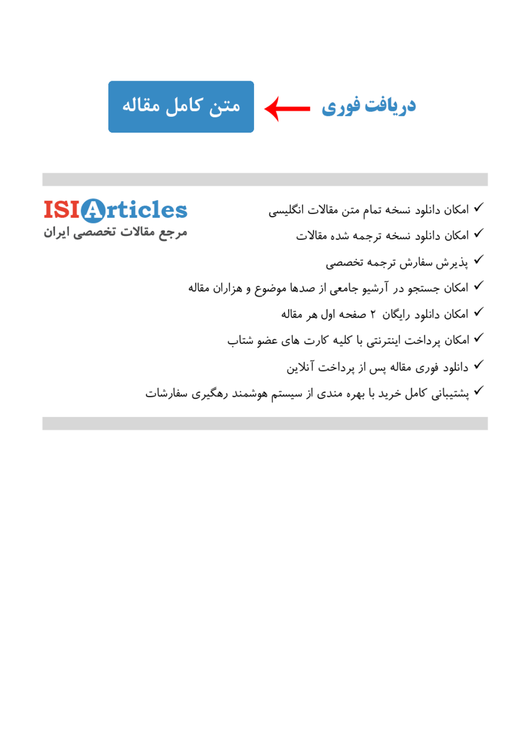دریافت فوری ← متن کامل مقاله

**ISIArticles**
مرجع مقالات تخصصی ایران

- ✓ امکان دانلود نسخه تمام متن مقالات انگلیسی
- ✓ امکان دانلود نسخه ترجمه شده مقالات
- ✓ پذیرش سفارش ترجمه تخصصی
- ✓ امکان جستجو در آرشیو جامعی از صدها موضوع و هزاران مقاله
- ✓ امکان دانلود رایگان ۲ صفحه اول هر مقاله
- ✓ امکان پرداخت اینترنتی با کلیه کارت های عضو شتاب
- ✓ دانلود فوری مقاله پس از پرداخت آنلاین
- ✓ پشتیبانی کامل خرید با بهره مندی از سیستم هوشمند رهگیری سفارشات